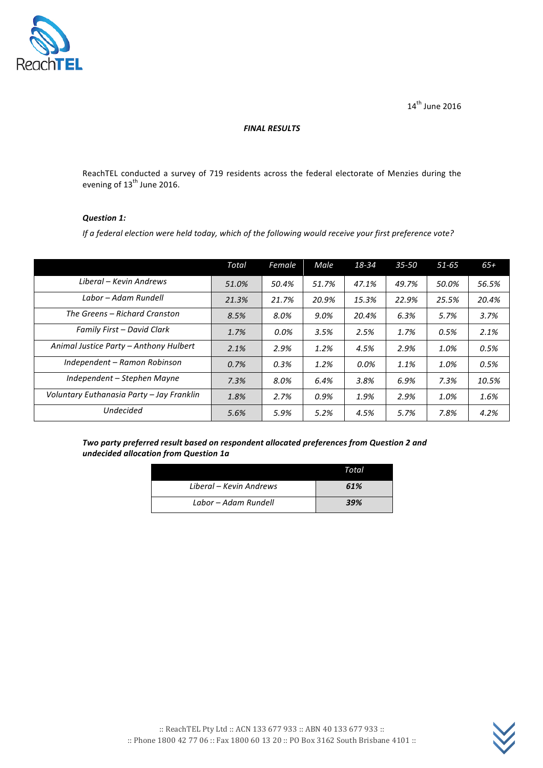14th June 2016

***FINAL RESULTS***

ReachTEL conducted a survey of 719 residents across the federal electorate of Menzies during the evening of 13th June 2016.

***Question 1:***

*If a federal election were held today, which of the following would receive your first preference vote?*

| | *Total* | *Female* | *Male* | *18-34* | *35-50* | *51-65* | *65+* |
|---|---|---|---|---|---|---|---|
| *Liberal – Kevin Andrews* | *51.0%* | *50.4%* | *51.7%* | *47.1%* | *49.7%* | *50.0%* | *56.5%* |
| *Labor – Adam Rundell* | *21.3%* | *21.7%* | *20.9%* | *15.3%* | *22.9%* | *25.5%* | *20.4%* |
| *The Greens – Richard Cranston* | *8.5%* | *8.0%* | *9.0%* | *20.4%* | *6.3%* | *5.7%* | *3.7%* |
| *Family First – David Clark* | *1.7%* | *0.0%* | *3.5%* | *2.5%* | *1.7%* | *0.5%* | *2.1%* |
| *Animal Justice Party – Anthony Hulbert* | *2.1%* | *2.9%* | *1.2%* | *4.5%* | *2.9%* | *1.0%* | *0.5%* |
| *Independent – Ramon Robinson* | *0.7%* | *0.3%* | *1.2%* | *0.0%* | *1.1%* | *1.0%* | *0.5%* |
| *Independent – Stephen Mayne* | *7.3%* | *8.0%* | *6.4%* | *3.8%* | *6.9%* | *7.3%* | *10.5%* |
| *Voluntary Euthanasia Party – Jay Franklin* | *1.8%* | *2.7%* | *0.9%* | *1.9%* | *2.9%* | *1.0%* | *1.6%* |
| *Undecided* | *5.6%* | *5.9%* | *5.2%* | *4.5%* | *5.7%* | *7.8%* | *4.2%* |

***Two party preferred result based on respondent allocated preferences from Question 2 and undecided allocation from Question 1a***

| | *Total* |
|---|---|
| *Liberal – Kevin Andrews* | ***61%*** |
| *Labor – Adam Rundell* | ***39%*** |

:: ReachTEL Pty Ltd :: ACN 133 677 933 :: ABN 40 133 677 933 ::
:: Phone 1800 42 77 06 :: Fax 1800 60 13 20 :: PO Box 3162 South Brisbane 4101 ::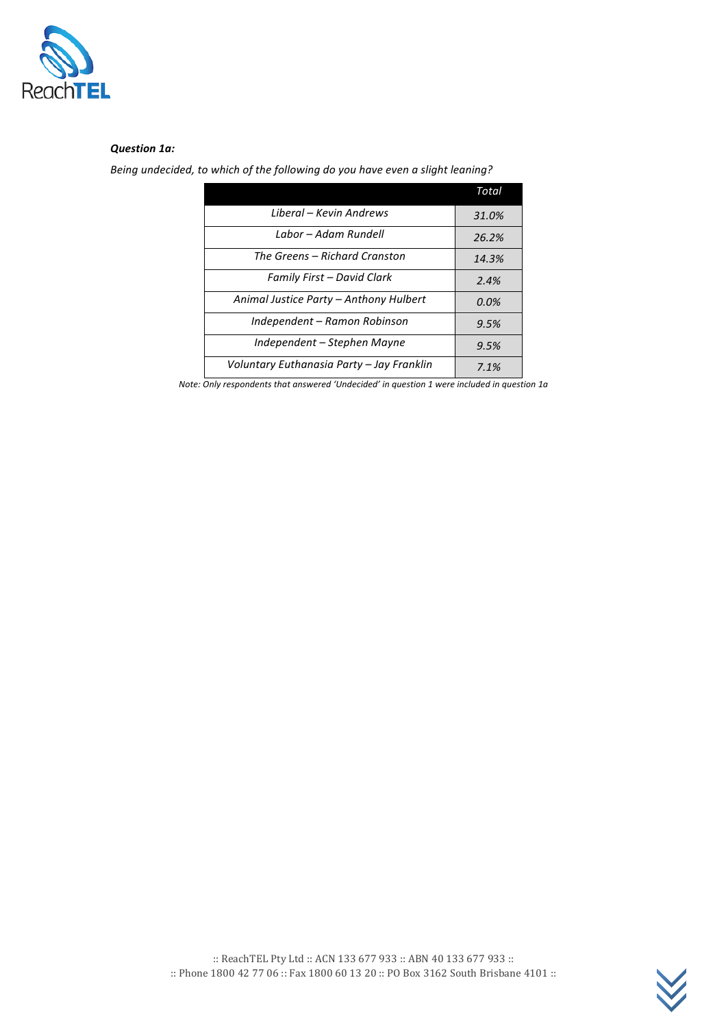***Question 1a:***

*Being undecided, to which of the following do you have even a slight leaning?*

| | *Total* |
|---|---|
| *Liberal – Kevin Andrews* | *31.0%* |
| *Labor – Adam Rundell* | *26.2%* |
| *The Greens – Richard Cranston* | *14.3%* |
| *Family First – David Clark* | *2.4%* |
| *Animal Justice Party – Anthony Hulbert* | *0.0%* |
| *Independent – Ramon Robinson* | *9.5%* |
| *Independent – Stephen Mayne* | *9.5%* |
| *Voluntary Euthanasia Party – Jay Franklin* | *7.1%* |

*Note: Only respondents that answered 'Undecided' in question 1 were included in question 1a*

:: ReachTEL Pty Ltd :: ACN 133 677 933 :: ABN 40 133 677 933 ::
:: Phone 1800 42 77 06 :: Fax 1800 60 13 20 :: PO Box 3162 South Brisbane 4101 ::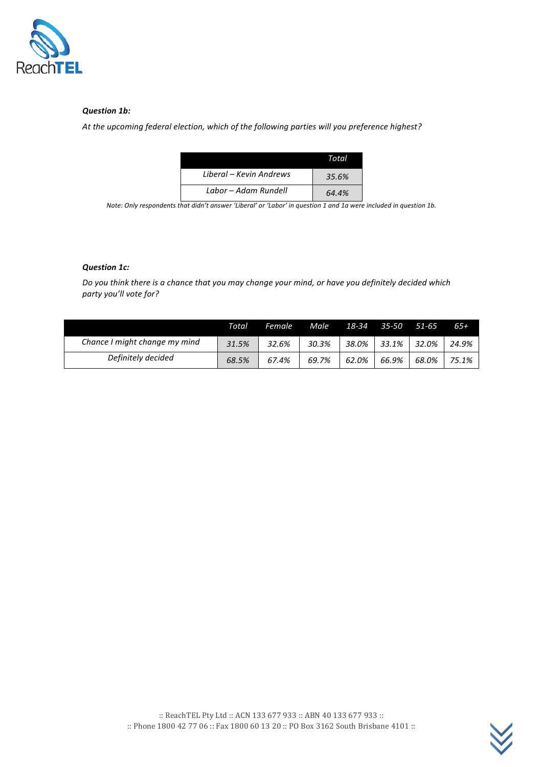***Question 1b:***

*At the upcoming federal election, which of the following parties will you preference highest?*

| | *Total* |
|---|---|
| *Liberal – Kevin Andrews* | *35.6%* |
| *Labor – Adam Rundell* | *64.4%* |

*Note: Only respondents that didn't answer 'Liberal' or 'Labor' in question 1 and 1a were included in question 1b.*

***Question 1c:***

*Do you think there is a chance that you may change your mind, or have you definitely decided which party you'll vote for?*

| | *Total* | *Female* | *Male* | *18-34* | *35-50* | *51-65* | *65+* |
|---|---|---|---|---|---|---|---|
| *Chance I might change my mind* | *31.5%* | *32.6%* | *30.3%* | *38.0%* | *33.1%* | *32.0%* | *24.9%* |
| *Definitely decided* | *68.5%* | *67.4%* | *69.7%* | *62.0%* | *66.9%* | *68.0%* | *75.1%* |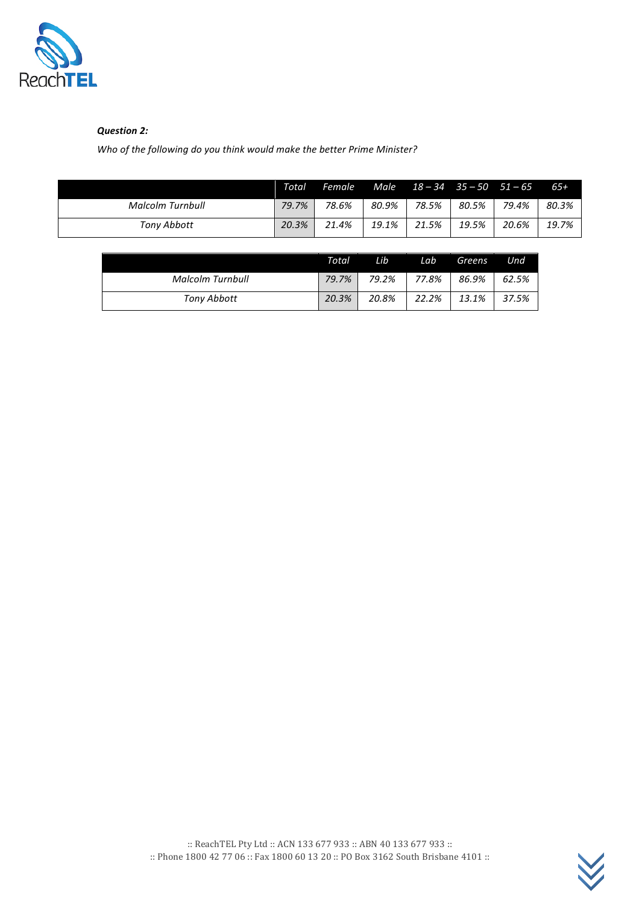***Question 2:***

*Who of the following do you think would make the better Prime Minister?*

| | *Total* | *Female* | *Male* | *18 – 34* | *35 – 50* | *51 – 65* | *65+* |
|---|---|---|---|---|---|---|---|
| *Malcolm Turnbull* | *79.7%* | *78.6%* | *80.9%* | *78.5%* | *80.5%* | *79.4%* | *80.3%* |
| *Tony Abbott* | *20.3%* | *21.4%* | *19.1%* | *21.5%* | *19.5%* | *20.6%* | *19.7%* |

| | *Total* | *Lib* | *Lab* | *Greens* | *Und* |
|---|---|---|---|---|---|
| *Malcolm Turnbull* | *79.7%* | *79.2%* | *77.8%* | *86.9%* | *62.5%* |
| *Tony Abbott* | *20.3%* | *20.8%* | *22.2%* | *13.1%* | *37.5%* |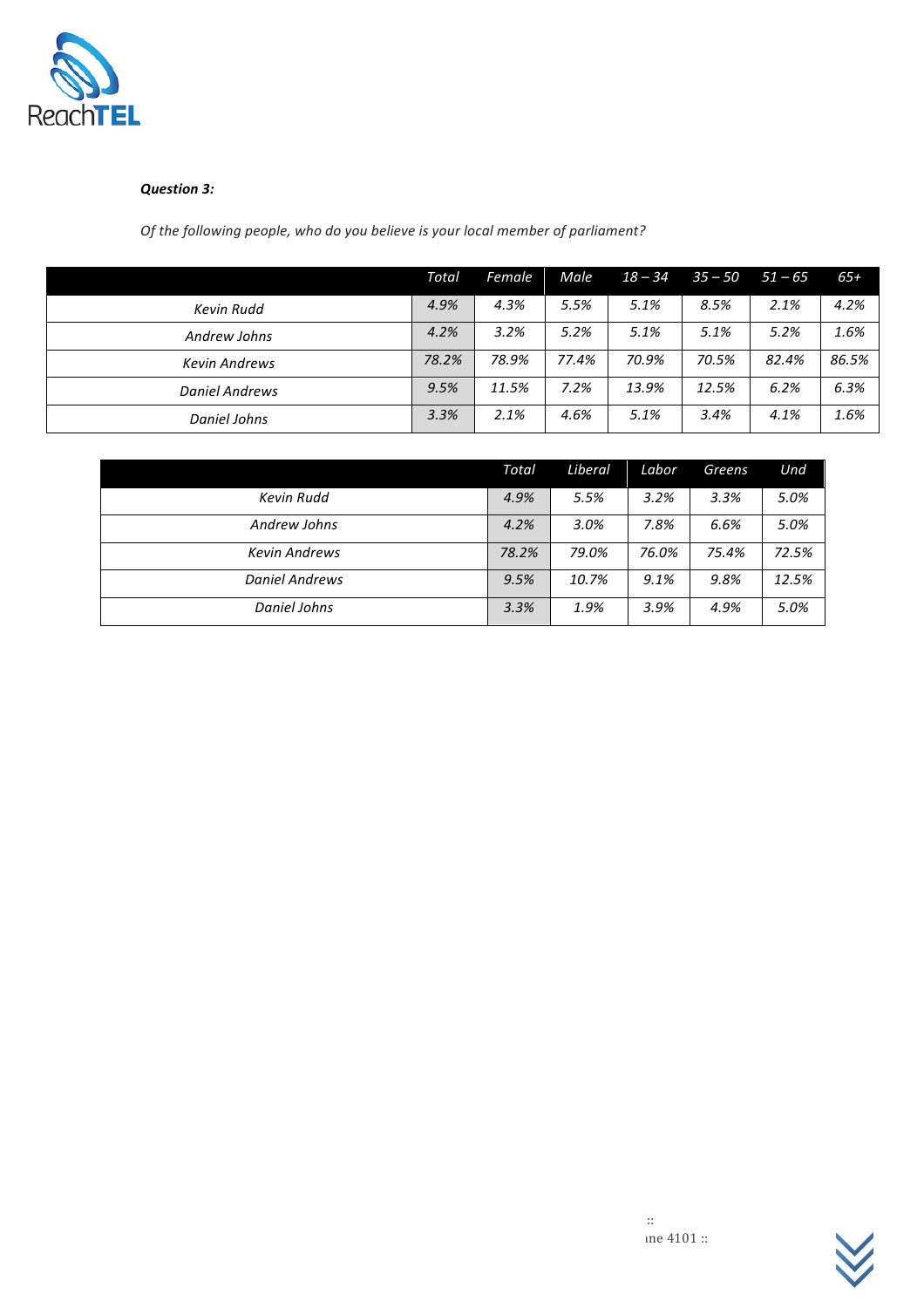***Question 3:***

*Of the following people, who do you believe is your local member of parliament?*

| | Total | Female | Male | 18 – 34 | 35 – 50 | 51 – 65 | 65+ |
|---|---|---|---|---|---|---|---|
| Kevin Rudd | 4.9% | 4.3% | 5.5% | 5.1% | 8.5% | 2.1% | 4.2% |
| Andrew Johns | 4.2% | 3.2% | 5.2% | 5.1% | 5.1% | 5.2% | 1.6% |
| Kevin Andrews | 78.2% | 78.9% | 77.4% | 70.9% | 70.5% | 82.4% | 86.5% |
| Daniel Andrews | 9.5% | 11.5% | 7.2% | 13.9% | 12.5% | 6.2% | 6.3% |
| Daniel Johns | 3.3% | 2.1% | 4.6% | 5.1% | 3.4% | 4.1% | 1.6% |

| | Total | Liberal | Labor | Greens | Und |
|---|---|---|---|---|---|
| Kevin Rudd | 4.9% | 5.5% | 3.2% | 3.3% | 5.0% |
| Andrew Johns | 4.2% | 3.0% | 7.8% | 6.6% | 5.0% |
| Kevin Andrews | 78.2% | 79.0% | 76.0% | 75.4% | 72.5% |
| Daniel Andrews | 9.5% | 10.7% | 9.1% | 9.8% | 12.5% |
| Daniel Johns | 3.3% | 1.9% | 3.9% | 4.9% | 5.0% |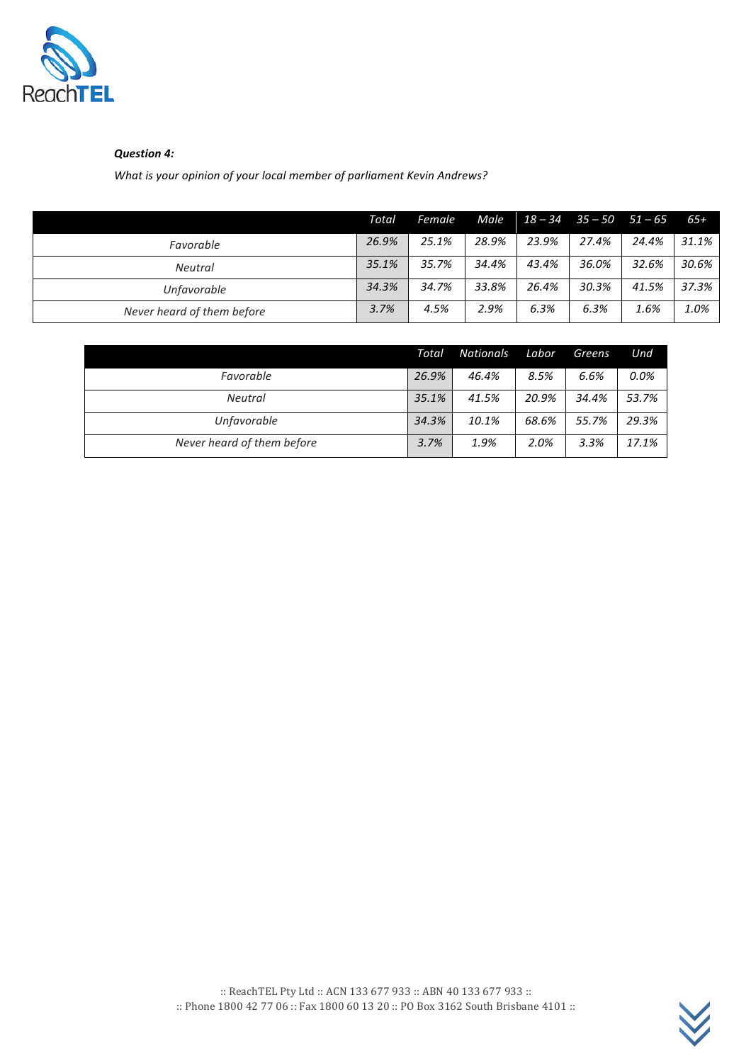***Question 4:***

*What is your opinion of your local member of parliament Kevin Andrews?*

| | *Total* | *Female* | *Male* | *18 – 34* | *35 – 50* | *51 – 65* | *65+* |
|---|---|---|---|---|---|---|---|
| *Favorable* | *26.9%* | *25.1%* | *28.9%* | *23.9%* | *27.4%* | *24.4%* | *31.1%* |
| *Neutral* | *35.1%* | *35.7%* | *34.4%* | *43.4%* | *36.0%* | *32.6%* | *30.6%* |
| *Unfavorable* | *34.3%* | *34.7%* | *33.8%* | *26.4%* | *30.3%* | *41.5%* | *37.3%* |
| *Never heard of them before* | *3.7%* | *4.5%* | *2.9%* | *6.3%* | *6.3%* | *1.6%* | *1.0%* |

| | *Total* | *Nationals* | *Labor* | *Greens* | *Und* |
|---|---|---|---|---|---|
| *Favorable* | *26.9%* | *46.4%* | *8.5%* | *6.6%* | *0.0%* |
| *Neutral* | *35.1%* | *41.5%* | *20.9%* | *34.4%* | *53.7%* |
| *Unfavorable* | *34.3%* | *10.1%* | *68.6%* | *55.7%* | *29.3%* |
| *Never heard of them before* | *3.7%* | *1.9%* | *2.0%* | *3.3%* | *17.1%* |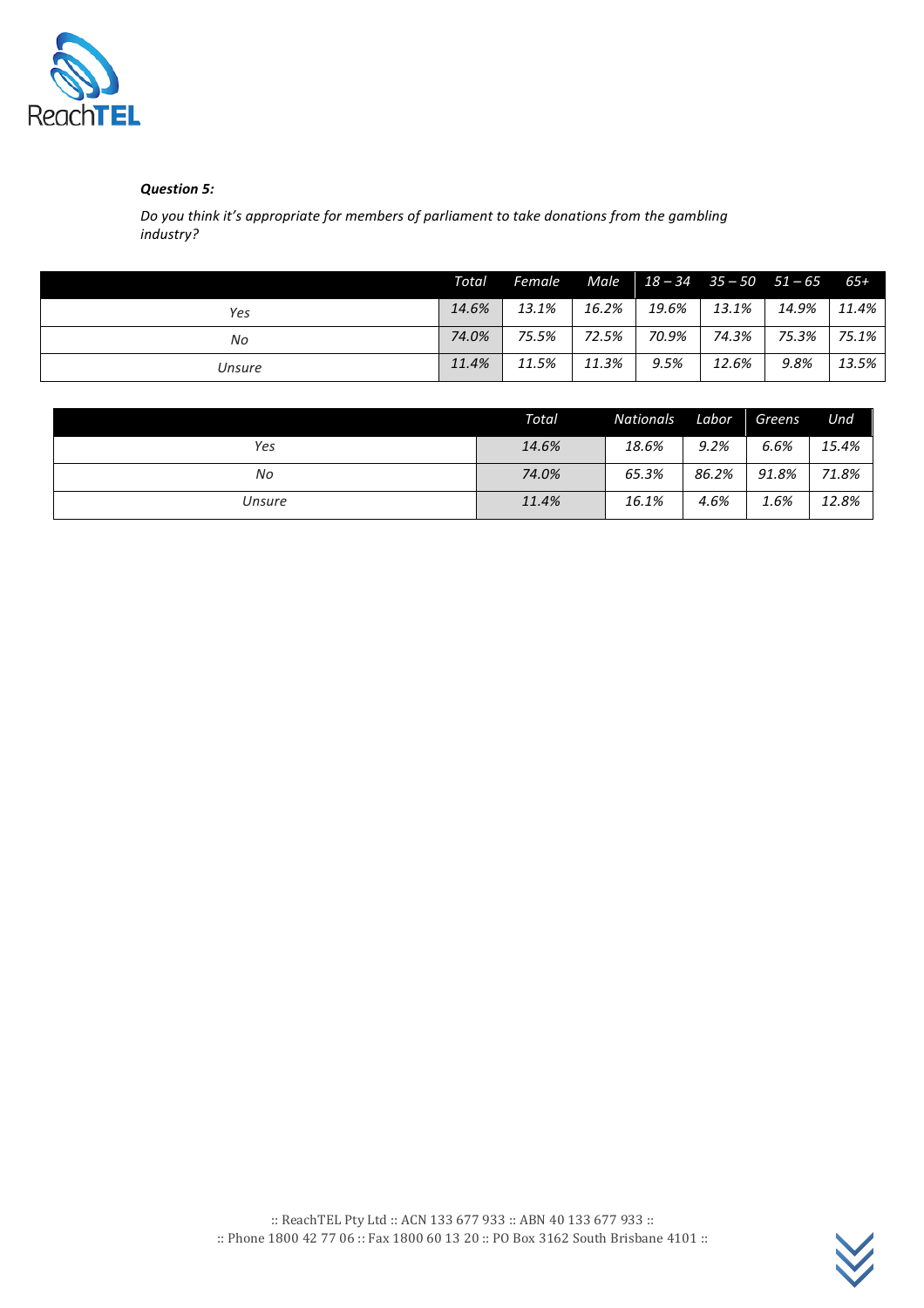***Question 5:***

*Do you think it's appropriate for members of parliament to take donations from the gambling industry?*

| | *Total* | *Female* | *Male* | *18 – 34* | *35 – 50* | *51 – 65* | *65+* |
|---|---|---|---|---|---|---|---|
| *Yes* | *14.6%* | *13.1%* | *16.2%* | *19.6%* | *13.1%* | *14.9%* | *11.4%* |
| *No* | *74.0%* | *75.5%* | *72.5%* | *70.9%* | *74.3%* | *75.3%* | *75.1%* |
| *Unsure* | *11.4%* | *11.5%* | *11.3%* | *9.5%* | *12.6%* | *9.8%* | *13.5%* |

| | *Total* | *Nationals* | *Labor* | *Greens* | *Und* |
|---|---|---|---|---|---|
| *Yes* | *14.6%* | *18.6%* | *9.2%* | *6.6%* | *15.4%* |
| *No* | *74.0%* | *65.3%* | *86.2%* | *91.8%* | *71.8%* |
| *Unsure* | *11.4%* | *16.1%* | *4.6%* | *1.6%* | *12.8%* |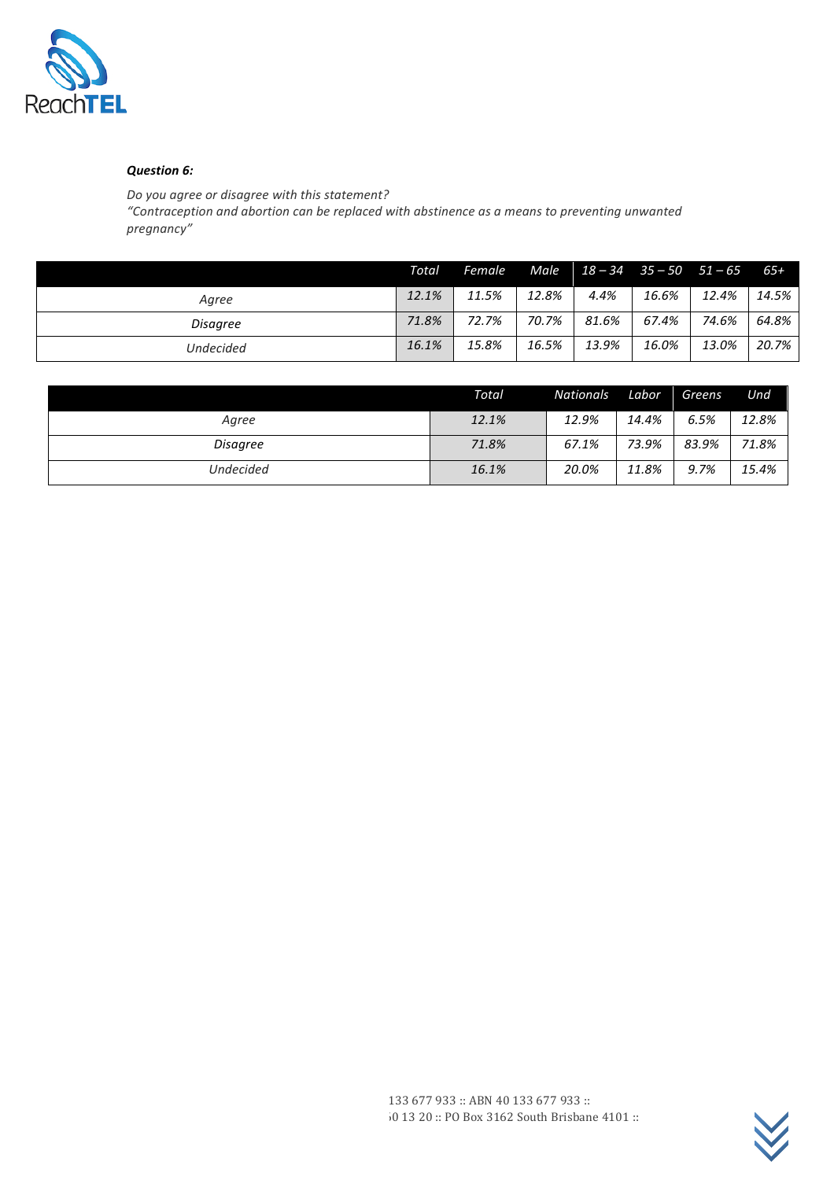***Question 6:***

*Do you agree or disagree with this statement?*
*"Contraception and abortion can be replaced with abstinence as a means to preventing unwanted pregnancy"*

| | Total | Female | Male | 18 – 34 | 35 – 50 | 51 – 65 | 65+ |
|---|---|---|---|---|---|---|---|
| Agree | 12.1% | 11.5% | 12.8% | 4.4% | 16.6% | 12.4% | 14.5% |
| Disagree | 71.8% | 72.7% | 70.7% | 81.6% | 67.4% | 74.6% | 64.8% |
| Undecided | 16.1% | 15.8% | 16.5% | 13.9% | 16.0% | 13.0% | 20.7% |

| | Total | Nationals | Labor | Greens | Und |
|---|---|---|---|---|---|
| Agree | 12.1% | 12.9% | 14.4% | 6.5% | 12.8% |
| Disagree | 71.8% | 67.1% | 73.9% | 83.9% | 71.8% |
| Undecided | 16.1% | 20.0% | 11.8% | 9.7% | 15.4% |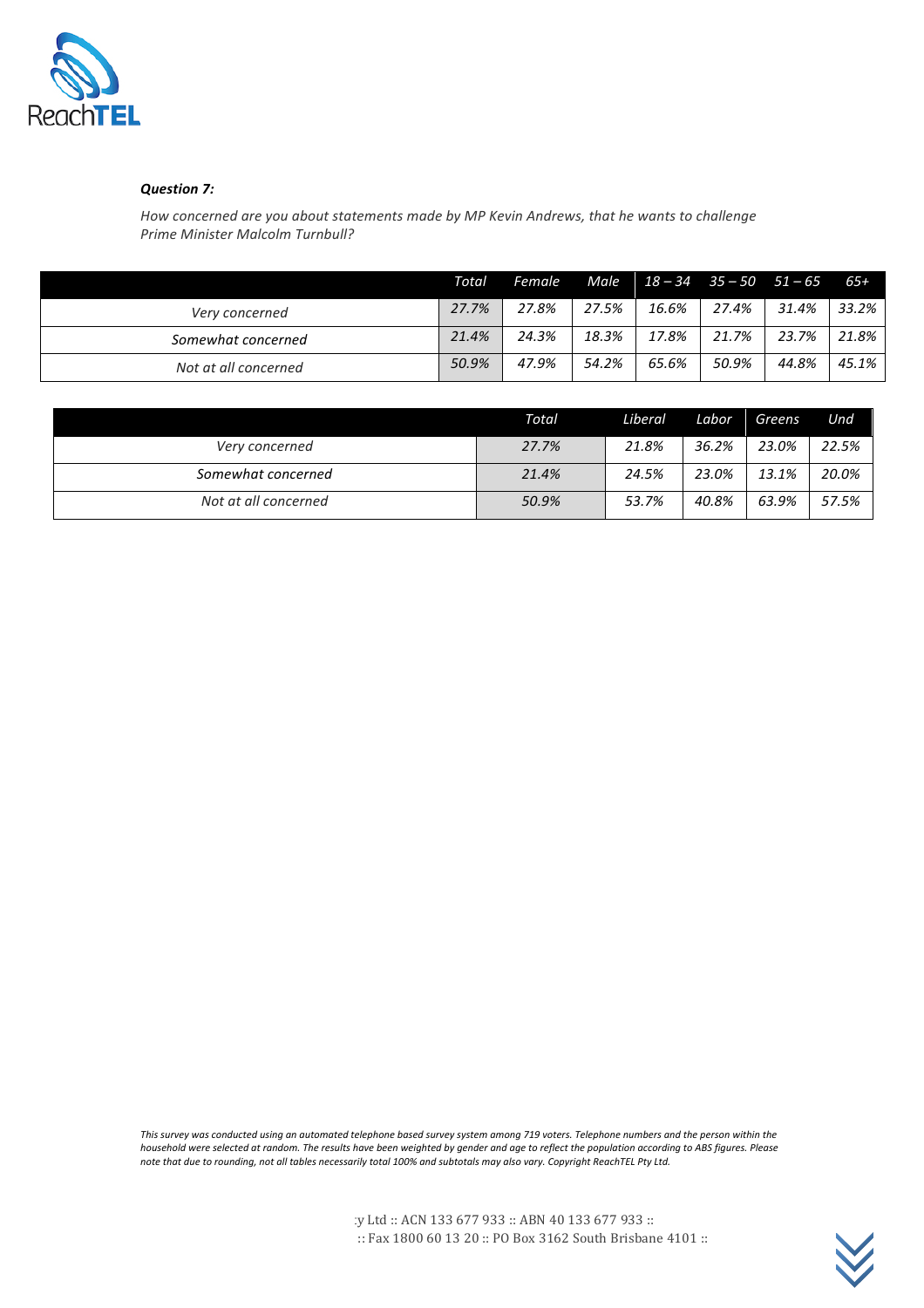***Question 7:***

*How concerned are you about statements made by MP Kevin Andrews, that he wants to challenge Prime Minister Malcolm Turnbull?*

| | Total | Female | Male | 18 – 34 | 35 – 50 | 51 – 65 | 65+ |
|---|---|---|---|---|---|---|---|
| Very concerned | 27.7% | 27.8% | 27.5% | 16.6% | 27.4% | 31.4% | 33.2% |
| Somewhat concerned | 21.4% | 24.3% | 18.3% | 17.8% | 21.7% | 23.7% | 21.8% |
| Not at all concerned | 50.9% | 47.9% | 54.2% | 65.6% | 50.9% | 44.8% | 45.1% |

| | Total | Liberal | Labor | Greens | Und |
|---|---|---|---|---|---|
| Very concerned | 27.7% | 21.8% | 36.2% | 23.0% | 22.5% |
| Somewhat concerned | 21.4% | 24.5% | 23.0% | 13.1% | 20.0% |
| Not at all concerned | 50.9% | 53.7% | 40.8% | 63.9% | 57.5% |

*This survey was conducted using an automated telephone based survey system among 719 voters. Telephone numbers and the person within the household were selected at random. The results have been weighted by gender and age to reflect the population according to ABS figures. Please note that due to rounding, not all tables necessarily total 100% and subtotals may also vary. Copyright ReachTEL Pty Ltd.*